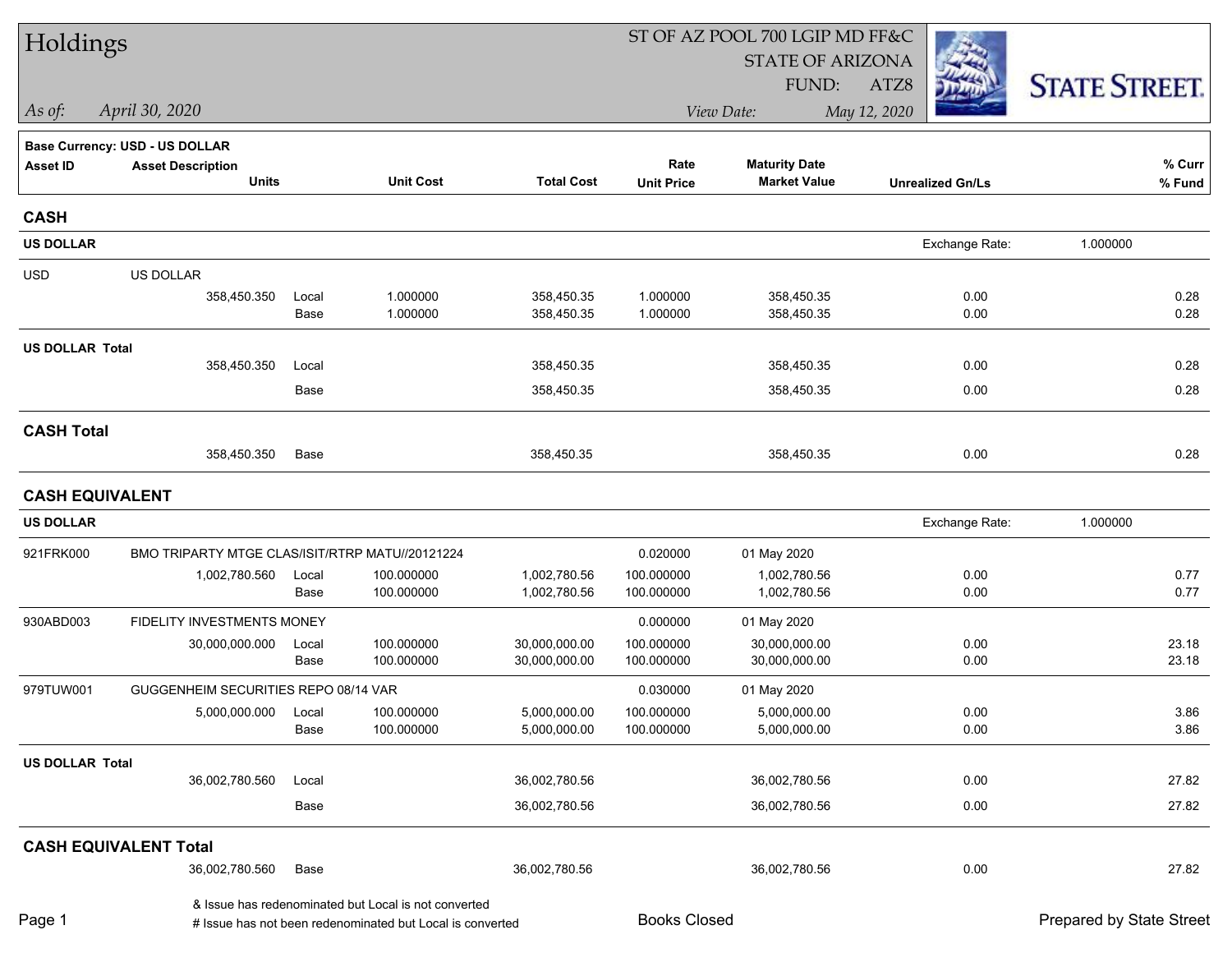# Holdings

**ST OF AZ POOL 700 LGIP MD FF&C**
**STATE OF ARIZONA**
**FUND: ATZ8**

*As of:* *April 30, 2020*
*View Date:* *May 12, 2020*

STATE STREET.

**Base Currency: USD - US DOLLAR**

| Asset ID | Asset Description / Units | | Unit Cost | Total Cost | Rate / Unit Price | Maturity Date / Market Value | Unrealized Gn/Ls | % Curr / % Fund |
|---|---|---|---|---|---|---|---|---|
| **CASH** | | | | | | | | |
| **US DOLLAR** | | | | | | | Exchange Rate: 1.000000 | |
| USD | US DOLLAR | | | | | | | |
| | 358,450.350 | Local | 1.000000 | 358,450.35 | 1.000000 | 358,450.35 | 0.00 | 0.28 |
| | | Base | 1.000000 | 358,450.35 | 1.000000 | 358,450.35 | 0.00 | 0.28 |
| **US DOLLAR Total** | | | | | | | | |
| | 358,450.350 | Local | | 358,450.35 | | 358,450.35 | 0.00 | 0.28 |
| | | Base | | 358,450.35 | | 358,450.35 | 0.00 | 0.28 |
| **CASH Total** | | | | | | | | |
| | 358,450.350 | Base | | 358,450.35 | | 358,450.35 | 0.00 | 0.28 |
| **CASH EQUIVALENT** | | | | | | | | |
| **US DOLLAR** | | | | | | | Exchange Rate: 1.000000 | |
| 921FRK000 | BMO TRIPARTY MTGE CLAS/ISIT/RTRP MATU//20121224 | | | | 0.020000 | 01 May 2020 | | |
| | 1,002,780.560 | Local | 100.000000 | 1,002,780.56 | 100.000000 | 1,002,780.56 | 0.00 | 0.77 |
| | | Base | 100.000000 | 1,002,780.56 | 100.000000 | 1,002,780.56 | 0.00 | 0.77 |
| 930ABD003 | FIDELITY INVESTMENTS MONEY | | | | 0.000000 | 01 May 2020 | | |
| | 30,000,000.000 | Local | 100.000000 | 30,000,000.00 | 100.000000 | 30,000,000.00 | 0.00 | 23.18 |
| | | Base | 100.000000 | 30,000,000.00 | 100.000000 | 30,000,000.00 | 0.00 | 23.18 |
| 979TUW001 | GUGGENHEIM SECURITIES REPO 08/14 VAR | | | | 0.030000 | 01 May 2020 | | |
| | 5,000,000.000 | Local | 100.000000 | 5,000,000.00 | 100.000000 | 5,000,000.00 | 0.00 | 3.86 |
| | | Base | 100.000000 | 5,000,000.00 | 100.000000 | 5,000,000.00 | 0.00 | 3.86 |
| **US DOLLAR Total** | | | | | | | | |
| | 36,002,780.560 | Local | | 36,002,780.56 | | 36,002,780.56 | 0.00 | 27.82 |
| | | Base | | 36,002,780.56 | | 36,002,780.56 | 0.00 | 27.82 |
| **CASH EQUIVALENT Total** | | | | | | | | |
| | 36,002,780.560 | Base | | 36,002,780.56 | | 36,002,780.56 | 0.00 | 27.82 |

& Issue has redenominated but Local is not converted
# Issue has not been redenominated but Local is converted

Books Closed

Prepared by State Street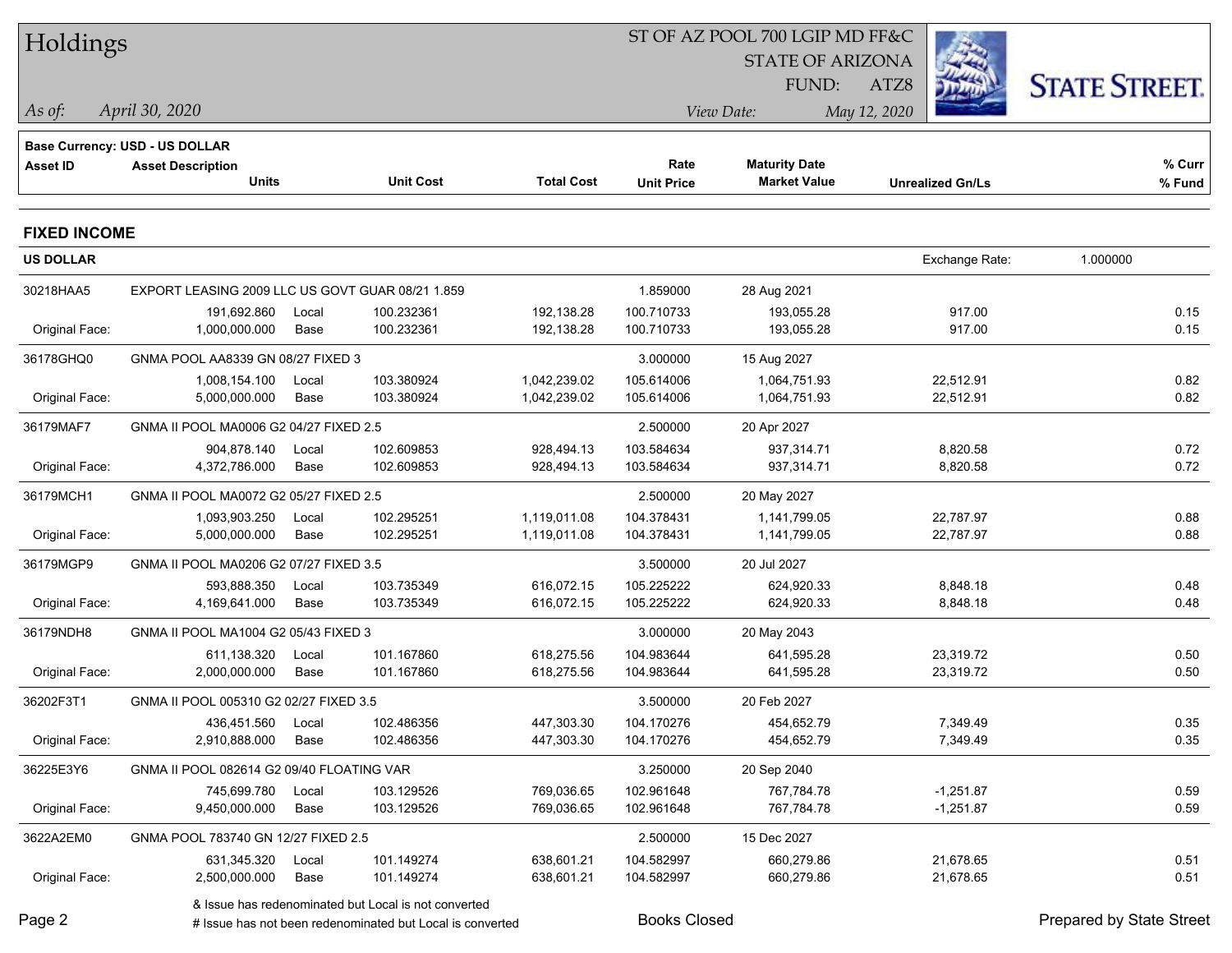# Holdings

ST OF AZ POOL 700 LGIP MD FF&C
STATE OF ARIZONA
FUND: ATZ8

*As of:* *April 30, 2020*

*View Date:* *May 12, 2020*

**Base Currency: USD - US DOLLAR**

## FIXED INCOME

**US DOLLAR** — Exchange Rate: 1.000000

| Asset ID | Asset Description / Units | | Unit Cost | Total Cost | Rate / Unit Price | Maturity Date / Market Value | Unrealized Gn/Ls | % Curr / % Fund |
|---|---|---|---|---|---|---|---|---|
| 30218HAA5 | EXPORT LEASING 2009 LLC US GOVT GUAR 08/21 1.859 | | | | 1.859000 | 28 Aug 2021 | | |
| | 191,692.860 | Local | 100.232361 | 192,138.28 | 100.710733 | 193,055.28 | 917.00 | 0.15 |
| Original Face: | 1,000,000.000 | Base | 100.232361 | 192,138.28 | 100.710733 | 193,055.28 | 917.00 | 0.15 |
| 36178GHQ0 | GNMA POOL AA8339 GN 08/27 FIXED 3 | | | | 3.000000 | 15 Aug 2027 | | |
| | 1,008,154.100 | Local | 103.380924 | 1,042,239.02 | 105.614006 | 1,064,751.93 | 22,512.91 | 0.82 |
| Original Face: | 5,000,000.000 | Base | 103.380924 | 1,042,239.02 | 105.614006 | 1,064,751.93 | 22,512.91 | 0.82 |
| 36179MAF7 | GNMA II POOL MA0006 G2 04/27 FIXED 2.5 | | | | 2.500000 | 20 Apr 2027 | | |
| | 904,878.140 | Local | 102.609853 | 928,494.13 | 103.584634 | 937,314.71 | 8,820.58 | 0.72 |
| Original Face: | 4,372,786.000 | Base | 102.609853 | 928,494.13 | 103.584634 | 937,314.71 | 8,820.58 | 0.72 |
| 36179MCH1 | GNMA II POOL MA0072 G2 05/27 FIXED 2.5 | | | | 2.500000 | 20 May 2027 | | |
| | 1,093,903.250 | Local | 102.295251 | 1,119,011.08 | 104.378431 | 1,141,799.05 | 22,787.97 | 0.88 |
| Original Face: | 5,000,000.000 | Base | 102.295251 | 1,119,011.08 | 104.378431 | 1,141,799.05 | 22,787.97 | 0.88 |
| 36179MGP9 | GNMA II POOL MA0206 G2 07/27 FIXED 3.5 | | | | 3.500000 | 20 Jul 2027 | | |
| | 593,888.350 | Local | 103.735349 | 616,072.15 | 105.225222 | 624,920.33 | 8,848.18 | 0.48 |
| Original Face: | 4,169,641.000 | Base | 103.735349 | 616,072.15 | 105.225222 | 624,920.33 | 8,848.18 | 0.48 |
| 36179NDH8 | GNMA II POOL MA1004 G2 05/43 FIXED 3 | | | | 3.000000 | 20 May 2043 | | |
| | 611,138.320 | Local | 101.167860 | 618,275.56 | 104.983644 | 641,595.28 | 23,319.72 | 0.50 |
| Original Face: | 2,000,000.000 | Base | 101.167860 | 618,275.56 | 104.983644 | 641,595.28 | 23,319.72 | 0.50 |
| 36202F3T1 | GNMA II POOL 005310 G2 02/27 FIXED 3.5 | | | | 3.500000 | 20 Feb 2027 | | |
| | 436,451.560 | Local | 102.486356 | 447,303.30 | 104.170276 | 454,652.79 | 7,349.49 | 0.35 |
| Original Face: | 2,910,888.000 | Base | 102.486356 | 447,303.30 | 104.170276 | 454,652.79 | 7,349.49 | 0.35 |
| 36225E3Y6 | GNMA II POOL 082614 G2 09/40 FLOATING VAR | | | | 3.250000 | 20 Sep 2040 | | |
| | 745,699.780 | Local | 103.129526 | 769,036.65 | 102.961648 | 767,784.78 | -1,251.87 | 0.59 |
| Original Face: | 9,450,000.000 | Base | 103.129526 | 769,036.65 | 102.961648 | 767,784.78 | -1,251.87 | 0.59 |
| 3622A2EM0 | GNMA POOL 783740 GN 12/27 FIXED 2.5 | | | | 2.500000 | 15 Dec 2027 | | |
| | 631,345.320 | Local | 101.149274 | 638,601.21 | 104.582997 | 660,279.86 | 21,678.65 | 0.51 |
| Original Face: | 2,500,000.000 | Base | 101.149274 | 638,601.21 | 104.582997 | 660,279.86 | 21,678.65 | 0.51 |

& Issue has redenominated but Local is not converted
# Issue has not been redenominated but Local is converted

Books Closed

Prepared by State Street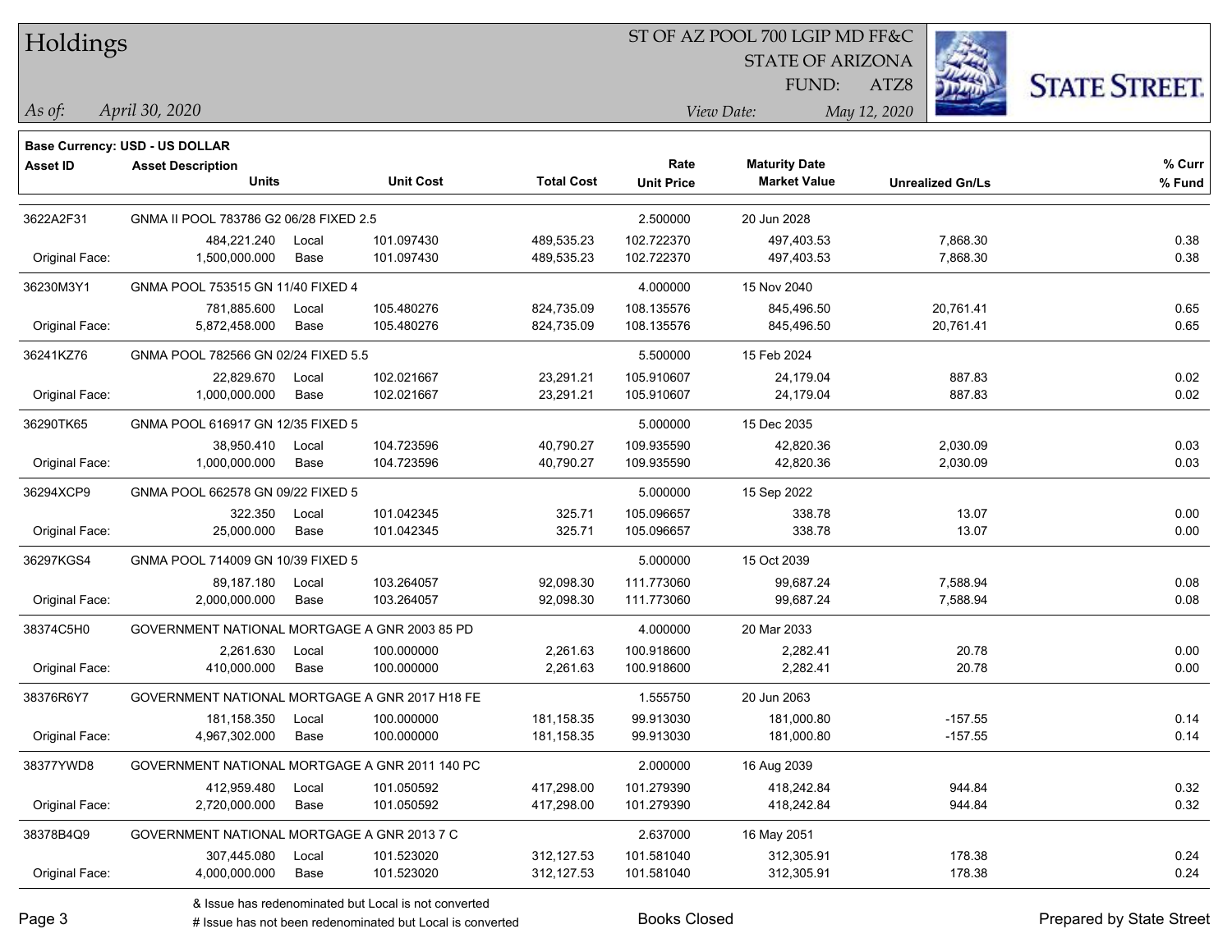# Holdings

ST OF AZ POOL 700 LGIP MD FF&C
STATE OF ARIZONA
FUND: ATZ8

*As of:* *April 30, 2020*

*View Date:* *May 12, 2020*

**Base Currency: USD - US DOLLAR**

| Asset ID | Asset Description / Units | | Unit Cost | Total Cost | Rate / Unit Price | Maturity Date / Market Value | Unrealized Gn/Ls | % Curr / % Fund |
|---|---|---|---|---|---|---|---|---|
| 3622A2F31 | GNMA II POOL 783786 G2 06/28 FIXED 2.5 | | | | 2.500000 | 20 Jun 2028 | | |
| | 484,221.240 | Local | 101.097430 | 489,535.23 | 102.722370 | 497,403.53 | 7,868.30 | 0.38 |
| Original Face: | 1,500,000.000 | Base | 101.097430 | 489,535.23 | 102.722370 | 497,403.53 | 7,868.30 | 0.38 |
| 36230M3Y1 | GNMA POOL 753515 GN 11/40 FIXED 4 | | | | 4.000000 | 15 Nov 2040 | | |
| | 781,885.600 | Local | 105.480276 | 824,735.09 | 108.135576 | 845,496.50 | 20,761.41 | 0.65 |
| Original Face: | 5,872,458.000 | Base | 105.480276 | 824,735.09 | 108.135576 | 845,496.50 | 20,761.41 | 0.65 |
| 36241KZ76 | GNMA POOL 782566 GN 02/24 FIXED 5.5 | | | | 5.500000 | 15 Feb 2024 | | |
| | 22,829.670 | Local | 102.021667 | 23,291.21 | 105.910607 | 24,179.04 | 887.83 | 0.02 |
| Original Face: | 1,000,000.000 | Base | 102.021667 | 23,291.21 | 105.910607 | 24,179.04 | 887.83 | 0.02 |
| 36290TK65 | GNMA POOL 616917 GN 12/35 FIXED 5 | | | | 5.000000 | 15 Dec 2035 | | |
| | 38,950.410 | Local | 104.723596 | 40,790.27 | 109.935590 | 42,820.36 | 2,030.09 | 0.03 |
| Original Face: | 1,000,000.000 | Base | 104.723596 | 40,790.27 | 109.935590 | 42,820.36 | 2,030.09 | 0.03 |
| 36294XCP9 | GNMA POOL 662578 GN 09/22 FIXED 5 | | | | 5.000000 | 15 Sep 2022 | | |
| | 322.350 | Local | 101.042345 | 325.71 | 105.096657 | 338.78 | 13.07 | 0.00 |
| Original Face: | 25,000.000 | Base | 101.042345 | 325.71 | 105.096657 | 338.78 | 13.07 | 0.00 |
| 36297KGS4 | GNMA POOL 714009 GN 10/39 FIXED 5 | | | | 5.000000 | 15 Oct 2039 | | |
| | 89,187.180 | Local | 103.264057 | 92,098.30 | 111.773060 | 99,687.24 | 7,588.94 | 0.08 |
| Original Face: | 2,000,000.000 | Base | 103.264057 | 92,098.30 | 111.773060 | 99,687.24 | 7,588.94 | 0.08 |
| 38374C5H0 | GOVERNMENT NATIONAL MORTGAGE A GNR 2003 85 PD | | | | 4.000000 | 20 Mar 2033 | | |
| | 2,261.630 | Local | 100.000000 | 2,261.63 | 100.918600 | 2,282.41 | 20.78 | 0.00 |
| Original Face: | 410,000.000 | Base | 100.000000 | 2,261.63 | 100.918600 | 2,282.41 | 20.78 | 0.00 |
| 38376R6Y7 | GOVERNMENT NATIONAL MORTGAGE A GNR 2017 H18 FE | | | | 1.555750 | 20 Jun 2063 | | |
| | 181,158.350 | Local | 100.000000 | 181,158.35 | 99.913030 | 181,000.80 | -157.55 | 0.14 |
| Original Face: | 4,967,302.000 | Base | 100.000000 | 181,158.35 | 99.913030 | 181,000.80 | -157.55 | 0.14 |
| 38377YWD8 | GOVERNMENT NATIONAL MORTGAGE A GNR 2011 140 PC | | | | 2.000000 | 16 Aug 2039 | | |
| | 412,959.480 | Local | 101.050592 | 417,298.00 | 101.279390 | 418,242.84 | 944.84 | 0.32 |
| Original Face: | 2,720,000.000 | Base | 101.050592 | 417,298.00 | 101.279390 | 418,242.84 | 944.84 | 0.32 |
| 38378B4Q9 | GOVERNMENT NATIONAL MORTGAGE A GNR 2013 7 C | | | | 2.637000 | 16 May 2051 | | |
| | 307,445.080 | Local | 101.523020 | 312,127.53 | 101.581040 | 312,305.91 | 178.38 | 0.24 |
| Original Face: | 4,000,000.000 | Base | 101.523020 | 312,127.53 | 101.581040 | 312,305.91 | 178.38 | 0.24 |

& Issue has redenominated but Local is not converted
# Issue has not been redenominated but Local is converted

Books Closed

Prepared by State Street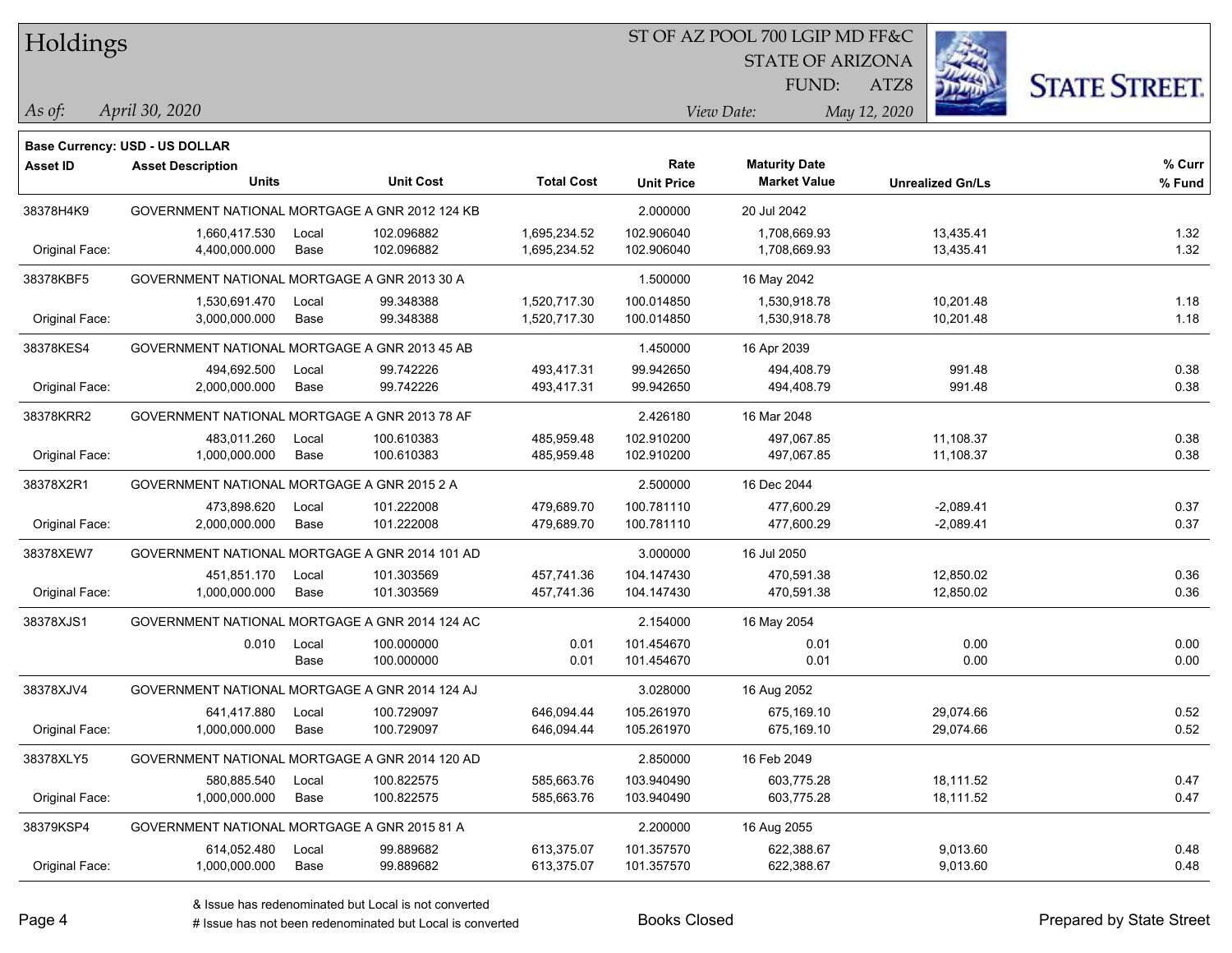# Holdings

ST OF AZ POOL 700 LGIP MD FF&C
STATE OF ARIZONA
FUND: ATZ8

*As of:* *April 30, 2020*

*View Date:* *May 12, 2020*

**Base Currency: USD - US DOLLAR**

| Asset ID | Asset Description / Units | | Unit Cost | Total Cost | Rate / Unit Price | Maturity Date / Market Value | Unrealized Gn/Ls | % Curr / % Fund |
|---|---|---|---|---|---|---|---|---|
| 38378H4K9 | GOVERNMENT NATIONAL MORTGAGE A GNR 2012 124 KB | | | | 2.000000 | 20 Jul 2042 | | |
| | 1,660,417.530 | Local | 102.096882 | 1,695,234.52 | 102.906040 | 1,708,669.93 | 13,435.41 | 1.32 |
| Original Face: | 4,400,000.000 | Base | 102.096882 | 1,695,234.52 | 102.906040 | 1,708,669.93 | 13,435.41 | 1.32 |
| 38378KBF5 | GOVERNMENT NATIONAL MORTGAGE A GNR 2013 30 A | | | | 1.500000 | 16 May 2042 | | |
| | 1,530,691.470 | Local | 99.348388 | 1,520,717.30 | 100.014850 | 1,530,918.78 | 10,201.48 | 1.18 |
| Original Face: | 3,000,000.000 | Base | 99.348388 | 1,520,717.30 | 100.014850 | 1,530,918.78 | 10,201.48 | 1.18 |
| 38378KES4 | GOVERNMENT NATIONAL MORTGAGE A GNR 2013 45 AB | | | | 1.450000 | 16 Apr 2039 | | |
| | 494,692.500 | Local | 99.742226 | 493,417.31 | 99.942650 | 494,408.79 | 991.48 | 0.38 |
| Original Face: | 2,000,000.000 | Base | 99.742226 | 493,417.31 | 99.942650 | 494,408.79 | 991.48 | 0.38 |
| 38378KRR2 | GOVERNMENT NATIONAL MORTGAGE A GNR 2013 78 AF | | | | 2.426180 | 16 Mar 2048 | | |
| | 483,011.260 | Local | 100.610383 | 485,959.48 | 102.910200 | 497,067.85 | 11,108.37 | 0.38 |
| Original Face: | 1,000,000.000 | Base | 100.610383 | 485,959.48 | 102.910200 | 497,067.85 | 11,108.37 | 0.38 |
| 38378X2R1 | GOVERNMENT NATIONAL MORTGAGE A GNR 2015 2 A | | | | 2.500000 | 16 Dec 2044 | | |
| | 473,898.620 | Local | 101.222008 | 479,689.70 | 100.781110 | 477,600.29 | -2,089.41 | 0.37 |
| Original Face: | 2,000,000.000 | Base | 101.222008 | 479,689.70 | 100.781110 | 477,600.29 | -2,089.41 | 0.37 |
| 38378XEW7 | GOVERNMENT NATIONAL MORTGAGE A GNR 2014 101 AD | | | | 3.000000 | 16 Jul 2050 | | |
| | 451,851.170 | Local | 101.303569 | 457,741.36 | 104.147430 | 470,591.38 | 12,850.02 | 0.36 |
| Original Face: | 1,000,000.000 | Base | 101.303569 | 457,741.36 | 104.147430 | 470,591.38 | 12,850.02 | 0.36 |
| 38378XJS1 | GOVERNMENT NATIONAL MORTGAGE A GNR 2014 124 AC | | | | 2.154000 | 16 May 2054 | | |
| | 0.010 | Local | 100.000000 | 0.01 | 101.454670 | 0.01 | 0.00 | 0.00 |
| | | Base | 100.000000 | 0.01 | 101.454670 | 0.01 | 0.00 | 0.00 |
| 38378XJV4 | GOVERNMENT NATIONAL MORTGAGE A GNR 2014 124 AJ | | | | 3.028000 | 16 Aug 2052 | | |
| | 641,417.880 | Local | 100.729097 | 646,094.44 | 105.261970 | 675,169.10 | 29,074.66 | 0.52 |
| Original Face: | 1,000,000.000 | Base | 100.729097 | 646,094.44 | 105.261970 | 675,169.10 | 29,074.66 | 0.52 |
| 38378XLY5 | GOVERNMENT NATIONAL MORTGAGE A GNR 2014 120 AD | | | | 2.850000 | 16 Feb 2049 | | |
| | 580,885.540 | Local | 100.822575 | 585,663.76 | 103.940490 | 603,775.28 | 18,111.52 | 0.47 |
| Original Face: | 1,000,000.000 | Base | 100.822575 | 585,663.76 | 103.940490 | 603,775.28 | 18,111.52 | 0.47 |
| 38379KSP4 | GOVERNMENT NATIONAL MORTGAGE A GNR 2015 81 A | | | | 2.200000 | 16 Aug 2055 | | |
| | 614,052.480 | Local | 99.889682 | 613,375.07 | 101.357570 | 622,388.67 | 9,013.60 | 0.48 |
| Original Face: | 1,000,000.000 | Base | 99.889682 | 613,375.07 | 101.357570 | 622,388.67 | 9,013.60 | 0.48 |

& Issue has redenominated but Local is not converted
# Issue has not been redenominated but Local is converted

Books Closed

Prepared by State Street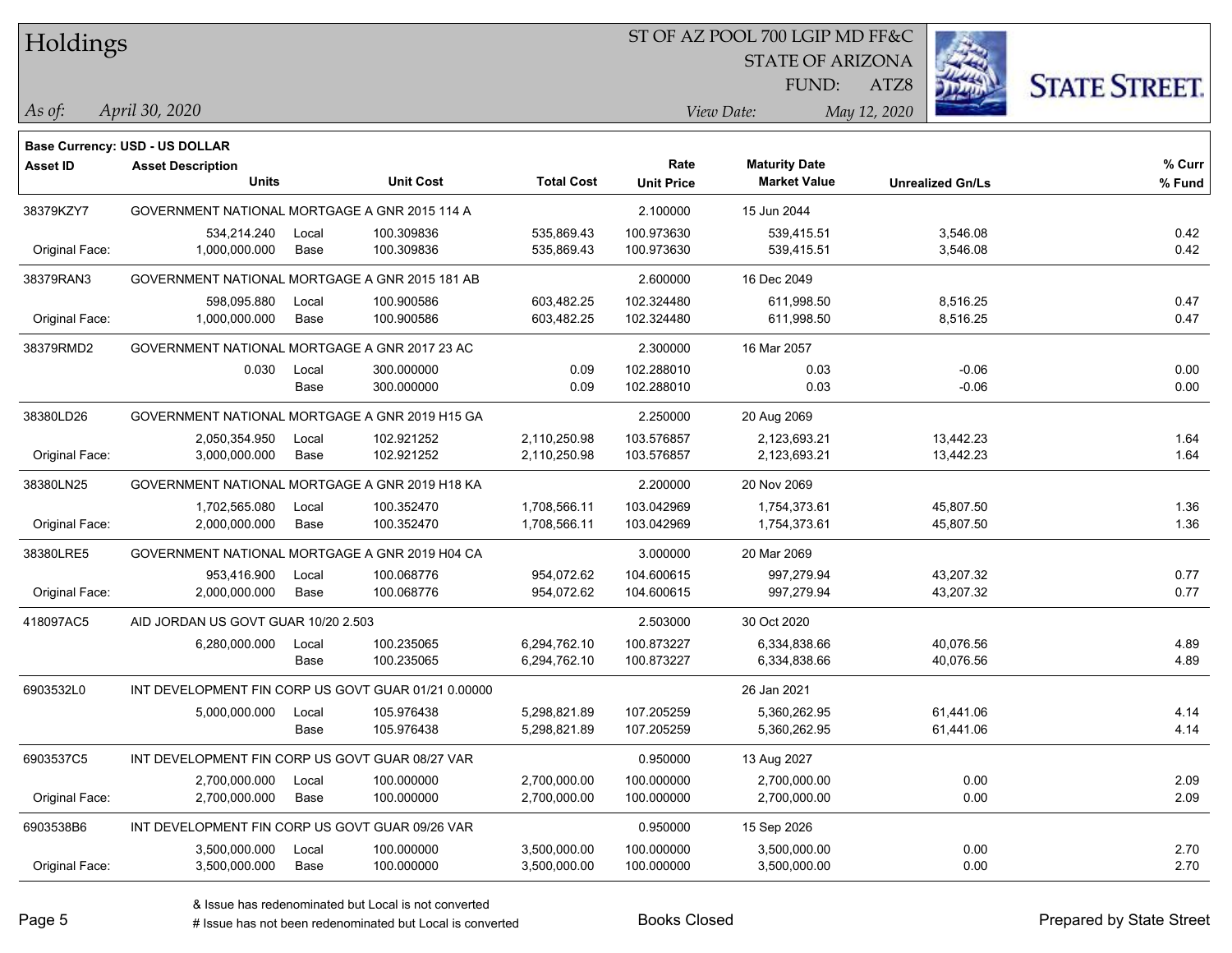# Holdings

ST OF AZ POOL 700 LGIP MD FF&C
STATE OF ARIZONA
FUND: ATZ8

*As of:* *April 30, 2020*

*View Date:* *May 12, 2020*

**Base Currency: USD - US DOLLAR**

| Asset ID | Asset Description / Units | | Unit Cost | Total Cost | Rate / Unit Price | Maturity Date / Market Value | Unrealized Gn/Ls | % Curr / % Fund |
|---|---|---|---|---|---|---|---|---|
| 38379KZY7 | GOVERNMENT NATIONAL MORTGAGE A GNR 2015 114 A | | | | 2.100000 | 15 Jun 2044 | | |
| | 534,214.240 | Local | 100.309836 | 535,869.43 | 100.973630 | 539,415.51 | 3,546.08 | 0.42 |
| Original Face: | 1,000,000.000 | Base | 100.309836 | 535,869.43 | 100.973630 | 539,415.51 | 3,546.08 | 0.42 |
| 38379RAN3 | GOVERNMENT NATIONAL MORTGAGE A GNR 2015 181 AB | | | | 2.600000 | 16 Dec 2049 | | |
| | 598,095.880 | Local | 100.900586 | 603,482.25 | 102.324480 | 611,998.50 | 8,516.25 | 0.47 |
| Original Face: | 1,000,000.000 | Base | 100.900586 | 603,482.25 | 102.324480 | 611,998.50 | 8,516.25 | 0.47 |
| 38379RMD2 | GOVERNMENT NATIONAL MORTGAGE A GNR 2017 23 AC | | | | 2.300000 | 16 Mar 2057 | | |
| | 0.030 | Local | 300.000000 | 0.09 | 102.288010 | 0.03 | -0.06 | 0.00 |
| | | Base | 300.000000 | 0.09 | 102.288010 | 0.03 | -0.06 | 0.00 |
| 38380LD26 | GOVERNMENT NATIONAL MORTGAGE A GNR 2019 H15 GA | | | | 2.250000 | 20 Aug 2069 | | |
| | 2,050,354.950 | Local | 102.921252 | 2,110,250.98 | 103.576857 | 2,123,693.21 | 13,442.23 | 1.64 |
| Original Face: | 3,000,000.000 | Base | 102.921252 | 2,110,250.98 | 103.576857 | 2,123,693.21 | 13,442.23 | 1.64 |
| 38380LN25 | GOVERNMENT NATIONAL MORTGAGE A GNR 2019 H18 KA | | | | 2.200000 | 20 Nov 2069 | | |
| | 1,702,565.080 | Local | 100.352470 | 1,708,566.11 | 103.042969 | 1,754,373.61 | 45,807.50 | 1.36 |
| Original Face: | 2,000,000.000 | Base | 100.352470 | 1,708,566.11 | 103.042969 | 1,754,373.61 | 45,807.50 | 1.36 |
| 38380LRE5 | GOVERNMENT NATIONAL MORTGAGE A GNR 2019 H04 CA | | | | 3.000000 | 20 Mar 2069 | | |
| | 953,416.900 | Local | 100.068776 | 954,072.62 | 104.600615 | 997,279.94 | 43,207.32 | 0.77 |
| Original Face: | 2,000,000.000 | Base | 100.068776 | 954,072.62 | 104.600615 | 997,279.94 | 43,207.32 | 0.77 |
| 418097AC5 | AID JORDAN US GOVT GUAR 10/20 2.503 | | | | 2.503000 | 30 Oct 2020 | | |
| | 6,280,000.000 | Local | 100.235065 | 6,294,762.10 | 100.873227 | 6,334,838.66 | 40,076.56 | 4.89 |
| | | Base | 100.235065 | 6,294,762.10 | 100.873227 | 6,334,838.66 | 40,076.56 | 4.89 |
| 6903532L0 | INT DEVELOPMENT FIN CORP US GOVT GUAR 01/21 0.00000 | | | | | 26 Jan 2021 | | |
| | 5,000,000.000 | Local | 105.976438 | 5,298,821.89 | 107.205259 | 5,360,262.95 | 61,441.06 | 4.14 |
| | | Base | 105.976438 | 5,298,821.89 | 107.205259 | 5,360,262.95 | 61,441.06 | 4.14 |
| 6903537C5 | INT DEVELOPMENT FIN CORP US GOVT GUAR 08/27 VAR | | | | 0.950000 | 13 Aug 2027 | | |
| | 2,700,000.000 | Local | 100.000000 | 2,700,000.00 | 100.000000 | 2,700,000.00 | 0.00 | 2.09 |
| Original Face: | 2,700,000.000 | Base | 100.000000 | 2,700,000.00 | 100.000000 | 2,700,000.00 | 0.00 | 2.09 |
| 6903538B6 | INT DEVELOPMENT FIN CORP US GOVT GUAR 09/26 VAR | | | | 0.950000 | 15 Sep 2026 | | |
| | 3,500,000.000 | Local | 100.000000 | 3,500,000.00 | 100.000000 | 3,500,000.00 | 0.00 | 2.70 |
| Original Face: | 3,500,000.000 | Base | 100.000000 | 3,500,000.00 | 100.000000 | 3,500,000.00 | 0.00 | 2.70 |

& Issue has redenominated but Local is not converted
# Issue has not been redenominated but Local is converted

Books Closed

Prepared by State Street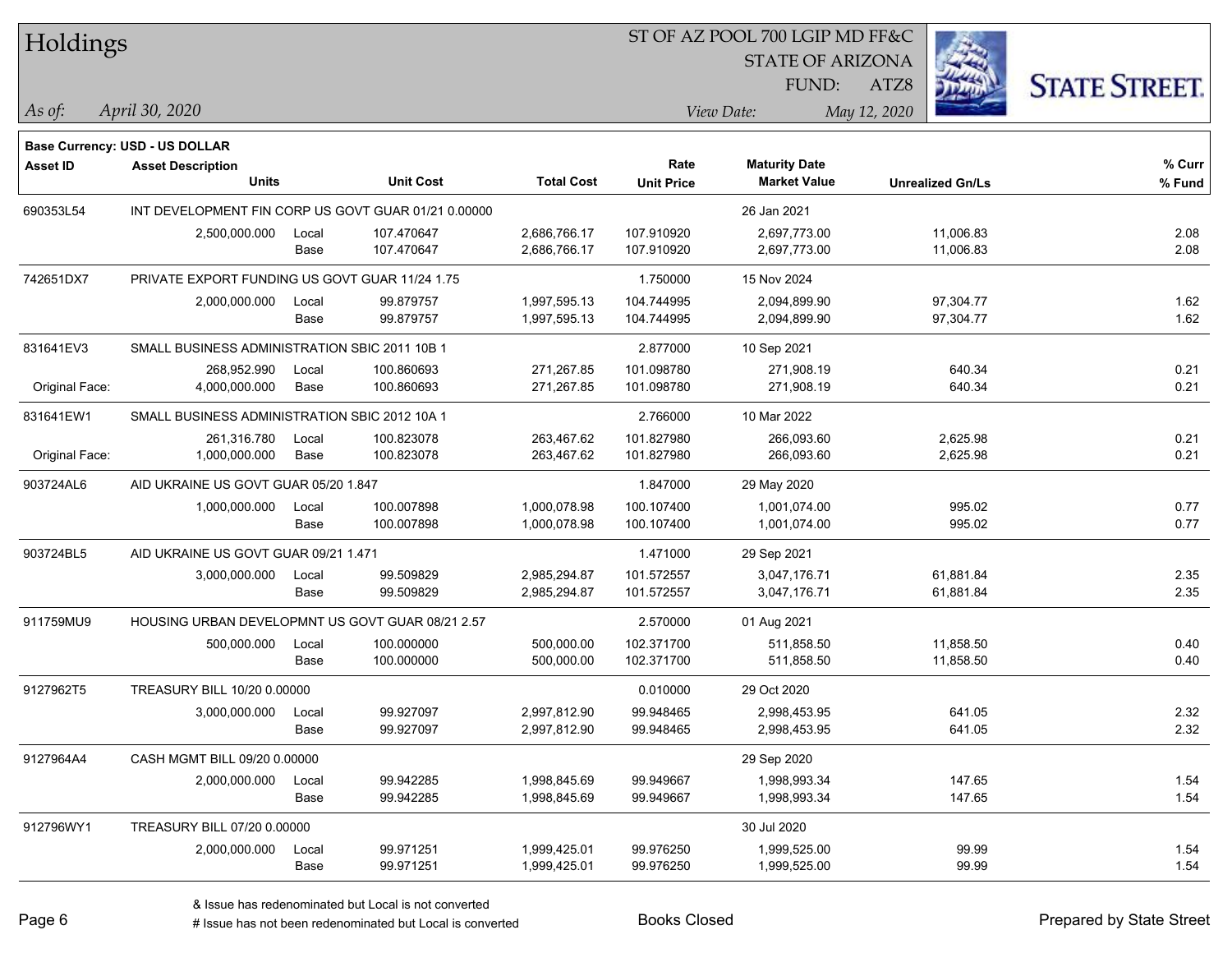# Holdings

ST OF AZ POOL 700 LGIP MD FF&C
STATE OF ARIZONA
FUND: ATZ8

*As of:* *April 30, 2020*
*View Date:* *May 12, 2020*

**Base Currency: USD - US DOLLAR**

| Asset ID | Asset Description / Units | | Unit Cost | Total Cost | Rate / Unit Price | Maturity Date / Market Value | Unrealized Gn/Ls | % Curr / % Fund |
|---|---|---|---|---|---|---|---|---|
| 690353L54 | INT DEVELOPMENT FIN CORP US GOVT GUAR 01/21 0.00000 | | | | | 26 Jan 2021 | | |
| | 2,500,000.000 | Local | 107.470647 | 2,686,766.17 | 107.910920 | 2,697,773.00 | 11,006.83 | 2.08 |
| | | Base | 107.470647 | 2,686,766.17 | 107.910920 | 2,697,773.00 | 11,006.83 | 2.08 |
| 742651DX7 | PRIVATE EXPORT FUNDING US GOVT GUAR 11/24 1.75 | | | | 1.750000 | 15 Nov 2024 | | |
| | 2,000,000.000 | Local | 99.879757 | 1,997,595.13 | 104.744995 | 2,094,899.90 | 97,304.77 | 1.62 |
| | | Base | 99.879757 | 1,997,595.13 | 104.744995 | 2,094,899.90 | 97,304.77 | 1.62 |
| 831641EV3 | SMALL BUSINESS ADMINISTRATION SBIC 2011 10B 1 | | | | 2.877000 | 10 Sep 2021 | | |
| | 268,952.990 | Local | 100.860693 | 271,267.85 | 101.098780 | 271,908.19 | 640.34 | 0.21 |
| Original Face: | 4,000,000.000 | Base | 100.860693 | 271,267.85 | 101.098780 | 271,908.19 | 640.34 | 0.21 |
| 831641EW1 | SMALL BUSINESS ADMINISTRATION SBIC 2012 10A 1 | | | | 2.766000 | 10 Mar 2022 | | |
| | 261,316.780 | Local | 100.823078 | 263,467.62 | 101.827980 | 266,093.60 | 2,625.98 | 0.21 |
| Original Face: | 1,000,000.000 | Base | 100.823078 | 263,467.62 | 101.827980 | 266,093.60 | 2,625.98 | 0.21 |
| 903724AL6 | AID UKRAINE US GOVT GUAR 05/20 1.847 | | | | 1.847000 | 29 May 2020 | | |
| | 1,000,000.000 | Local | 100.007898 | 1,000,078.98 | 100.107400 | 1,001,074.00 | 995.02 | 0.77 |
| | | Base | 100.007898 | 1,000,078.98 | 100.107400 | 1,001,074.00 | 995.02 | 0.77 |
| 903724BL5 | AID UKRAINE US GOVT GUAR 09/21 1.471 | | | | 1.471000 | 29 Sep 2021 | | |
| | 3,000,000.000 | Local | 99.509829 | 2,985,294.87 | 101.572557 | 3,047,176.71 | 61,881.84 | 2.35 |
| | | Base | 99.509829 | 2,985,294.87 | 101.572557 | 3,047,176.71 | 61,881.84 | 2.35 |
| 911759MU9 | HOUSING URBAN DEVELOPMNT US GOVT GUAR 08/21 2.57 | | | | 2.570000 | 01 Aug 2021 | | |
| | 500,000.000 | Local | 100.000000 | 500,000.00 | 102.371700 | 511,858.50 | 11,858.50 | 0.40 |
| | | Base | 100.000000 | 500,000.00 | 102.371700 | 511,858.50 | 11,858.50 | 0.40 |
| 9127962T5 | TREASURY BILL 10/20 0.00000 | | | | 0.010000 | 29 Oct 2020 | | |
| | 3,000,000.000 | Local | 99.927097 | 2,997,812.90 | 99.948465 | 2,998,453.95 | 641.05 | 2.32 |
| | | Base | 99.927097 | 2,997,812.90 | 99.948465 | 2,998,453.95 | 641.05 | 2.32 |
| 9127964A4 | CASH MGMT BILL 09/20 0.00000 | | | | | 29 Sep 2020 | | |
| | 2,000,000.000 | Local | 99.942285 | 1,998,845.69 | 99.949667 | 1,998,993.34 | 147.65 | 1.54 |
| | | Base | 99.942285 | 1,998,845.69 | 99.949667 | 1,998,993.34 | 147.65 | 1.54 |
| 912796WY1 | TREASURY BILL 07/20 0.00000 | | | | | 30 Jul 2020 | | |
| | 2,000,000.000 | Local | 99.971251 | 1,999,425.01 | 99.976250 | 1,999,525.00 | 99.99 | 1.54 |
| | | Base | 99.971251 | 1,999,425.01 | 99.976250 | 1,999,525.00 | 99.99 | 1.54 |

& Issue has redenominated but Local is not converted
# Issue has not been redenominated but Local is converted

Books Closed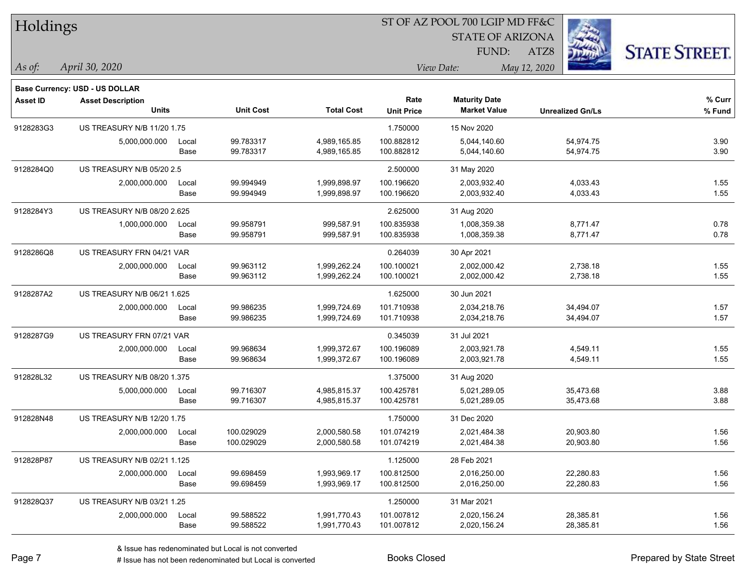# Holdings

ST OF AZ POOL 700 LGIP MD FF&C
STATE OF ARIZONA
FUND: ATZ8

*As of:* *April 30, 2020*

*View Date:* *May 12, 2020*

**Base Currency: USD - US DOLLAR**

| Asset ID | Asset Description / Units | | Unit Cost | Total Cost | Rate / Unit Price | Maturity Date / Market Value | Unrealized Gn/Ls | % Curr / % Fund |
|---|---|---|---|---|---|---|---|---|
| 9128283G3 | US TREASURY N/B 11/20 1.75 | | | | 1.750000 | 15 Nov 2020 | | |
| | 5,000,000.000 | Local | 99.783317 | 4,989,165.85 | 100.882812 | 5,044,140.60 | 54,974.75 | 3.90 |
| | | Base | 99.783317 | 4,989,165.85 | 100.882812 | 5,044,140.60 | 54,974.75 | 3.90 |
| 9128284Q0 | US TREASURY N/B 05/20 2.5 | | | | 2.500000 | 31 May 2020 | | |
| | 2,000,000.000 | Local | 99.994949 | 1,999,898.97 | 100.196620 | 2,003,932.40 | 4,033.43 | 1.55 |
| | | Base | 99.994949 | 1,999,898.97 | 100.196620 | 2,003,932.40 | 4,033.43 | 1.55 |
| 9128284Y3 | US TREASURY N/B 08/20 2.625 | | | | 2.625000 | 31 Aug 2020 | | |
| | 1,000,000.000 | Local | 99.958791 | 999,587.91 | 100.835938 | 1,008,359.38 | 8,771.47 | 0.78 |
| | | Base | 99.958791 | 999,587.91 | 100.835938 | 1,008,359.38 | 8,771.47 | 0.78 |
| 9128286Q8 | US TREASURY FRN 04/21 VAR | | | | 0.264039 | 30 Apr 2021 | | |
| | 2,000,000.000 | Local | 99.963112 | 1,999,262.24 | 100.100021 | 2,002,000.42 | 2,738.18 | 1.55 |
| | | Base | 99.963112 | 1,999,262.24 | 100.100021 | 2,002,000.42 | 2,738.18 | 1.55 |
| 9128287A2 | US TREASURY N/B 06/21 1.625 | | | | 1.625000 | 30 Jun 2021 | | |
| | 2,000,000.000 | Local | 99.986235 | 1,999,724.69 | 101.710938 | 2,034,218.76 | 34,494.07 | 1.57 |
| | | Base | 99.986235 | 1,999,724.69 | 101.710938 | 2,034,218.76 | 34,494.07 | 1.57 |
| 9128287G9 | US TREASURY FRN 07/21 VAR | | | | 0.345039 | 31 Jul 2021 | | |
| | 2,000,000.000 | Local | 99.968634 | 1,999,372.67 | 100.196089 | 2,003,921.78 | 4,549.11 | 1.55 |
| | | Base | 99.968634 | 1,999,372.67 | 100.196089 | 2,003,921.78 | 4,549.11 | 1.55 |
| 912828L32 | US TREASURY N/B 08/20 1.375 | | | | 1.375000 | 31 Aug 2020 | | |
| | 5,000,000.000 | Local | 99.716307 | 4,985,815.37 | 100.425781 | 5,021,289.05 | 35,473.68 | 3.88 |
| | | Base | 99.716307 | 4,985,815.37 | 100.425781 | 5,021,289.05 | 35,473.68 | 3.88 |
| 912828N48 | US TREASURY N/B 12/20 1.75 | | | | 1.750000 | 31 Dec 2020 | | |
| | 2,000,000.000 | Local | 100.029029 | 2,000,580.58 | 101.074219 | 2,021,484.38 | 20,903.80 | 1.56 |
| | | Base | 100.029029 | 2,000,580.58 | 101.074219 | 2,021,484.38 | 20,903.80 | 1.56 |
| 912828P87 | US TREASURY N/B 02/21 1.125 | | | | 1.125000 | 28 Feb 2021 | | |
| | 2,000,000.000 | Local | 99.698459 | 1,993,969.17 | 100.812500 | 2,016,250.00 | 22,280.83 | 1.56 |
| | | Base | 99.698459 | 1,993,969.17 | 100.812500 | 2,016,250.00 | 22,280.83 | 1.56 |
| 912828Q37 | US TREASURY N/B 03/21 1.25 | | | | 1.250000 | 31 Mar 2021 | | |
| | 2,000,000.000 | Local | 99.588522 | 1,991,770.43 | 101.007812 | 2,020,156.24 | 28,385.81 | 1.56 |
| | | Base | 99.588522 | 1,991,770.43 | 101.007812 | 2,020,156.24 | 28,385.81 | 1.56 |

& Issue has redenominated but Local is not converted
# Issue has not been redenominated but Local is converted

Books Closed

Prepared by State Street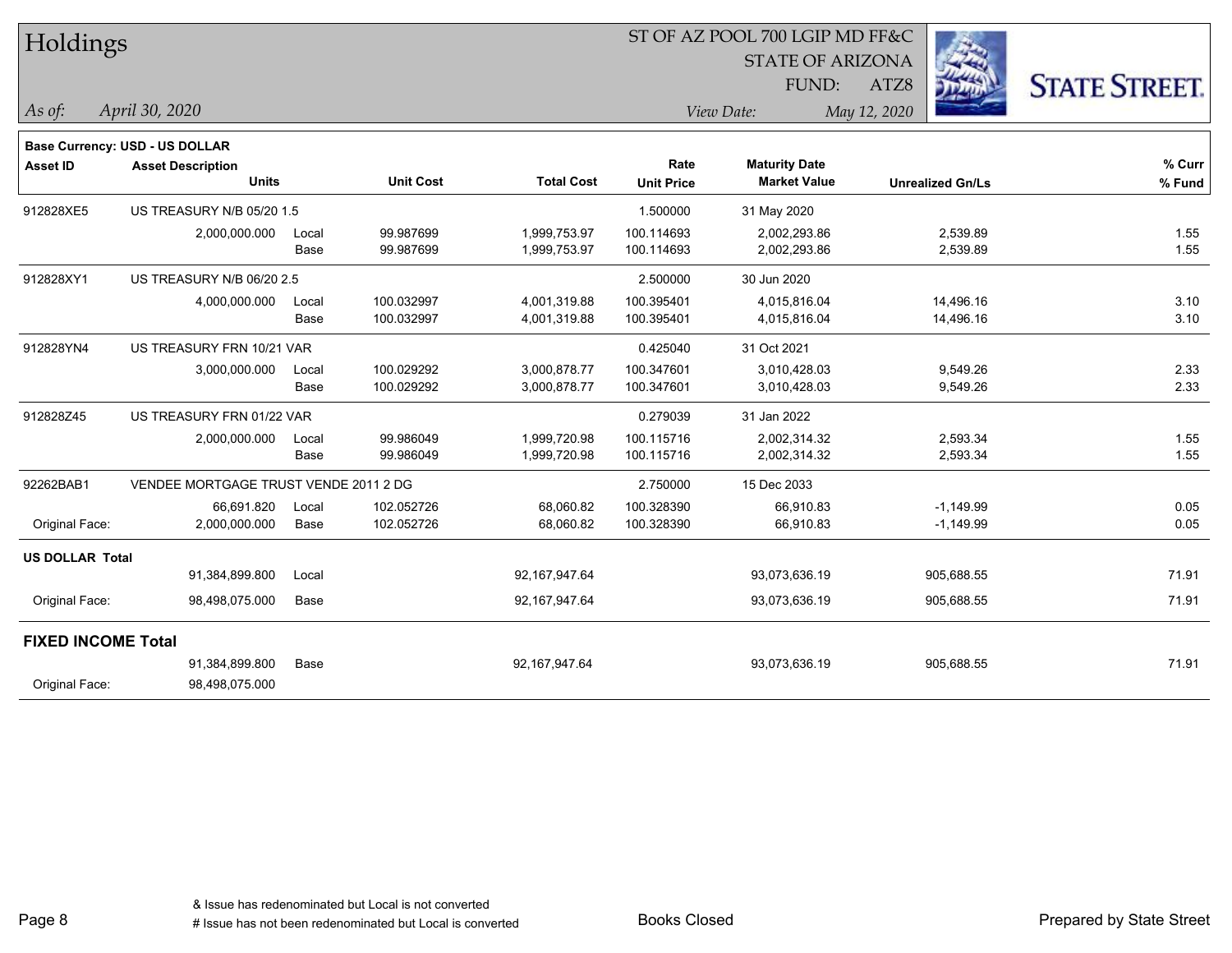# Holdings

ST OF AZ POOL 700 LGIP MD FF&C
STATE OF ARIZONA
FUND: ATZ8

*As of:* *April 30, 2020*
*View Date:* *May 12, 2020*

**Base Currency: USD - US DOLLAR**

| Asset ID | Asset Description / Units | | Unit Cost | Total Cost | Rate / Unit Price | Maturity Date / Market Value | Unrealized Gn/Ls | % Curr / % Fund |
|---|---|---|---|---|---|---|---|---|
| 912828XE5 | US TREASURY N/B 05/20 1.5 | | | | 1.500000 | 31 May 2020 | | |
| | 2,000,000.000 | Local | 99.987699 | 1,999,753.97 | 100.114693 | 2,002,293.86 | 2,539.89 | 1.55 |
| | | Base | 99.987699 | 1,999,753.97 | 100.114693 | 2,002,293.86 | 2,539.89 | 1.55 |
| 912828XY1 | US TREASURY N/B 06/20 2.5 | | | | 2.500000 | 30 Jun 2020 | | |
| | 4,000,000.000 | Local | 100.032997 | 4,001,319.88 | 100.395401 | 4,015,816.04 | 14,496.16 | 3.10 |
| | | Base | 100.032997 | 4,001,319.88 | 100.395401 | 4,015,816.04 | 14,496.16 | 3.10 |
| 912828YN4 | US TREASURY FRN 10/21 VAR | | | | 0.425040 | 31 Oct 2021 | | |
| | 3,000,000.000 | Local | 100.029292 | 3,000,878.77 | 100.347601 | 3,010,428.03 | 9,549.26 | 2.33 |
| | | Base | 100.029292 | 3,000,878.77 | 100.347601 | 3,010,428.03 | 9,549.26 | 2.33 |
| 912828Z45 | US TREASURY FRN 01/22 VAR | | | | 0.279039 | 31 Jan 2022 | | |
| | 2,000,000.000 | Local | 99.986049 | 1,999,720.98 | 100.115716 | 2,002,314.32 | 2,593.34 | 1.55 |
| | | Base | 99.986049 | 1,999,720.98 | 100.115716 | 2,002,314.32 | 2,593.34 | 1.55 |
| 92262BAB1 | VENDEE MORTGAGE TRUST VENDE 2011 2 DG | | | | 2.750000 | 15 Dec 2033 | | |
| | 66,691.820 | Local | 102.052726 | 68,060.82 | 100.328390 | 66,910.83 | -1,149.99 | 0.05 |
| Original Face: | 2,000,000.000 | Base | 102.052726 | 68,060.82 | 100.328390 | 66,910.83 | -1,149.99 | 0.05 |
| **US DOLLAR Total** | | | | | | | | |
| | 91,384,899.800 | Local | | 92,167,947.64 | | 93,073,636.19 | 905,688.55 | 71.91 |
| Original Face: | 98,498,075.000 | Base | | 92,167,947.64 | | 93,073,636.19 | 905,688.55 | 71.91 |
| **FIXED INCOME Total** | | | | | | | | |
| | 91,384,899.800 | Base | | 92,167,947.64 | | 93,073,636.19 | 905,688.55 | 71.91 |
| Original Face: | 98,498,075.000 | | | | | | | |

& Issue has redenominated but Local is not converted
# Issue has not been redenominated but Local is converted

Books Closed

Prepared by State Street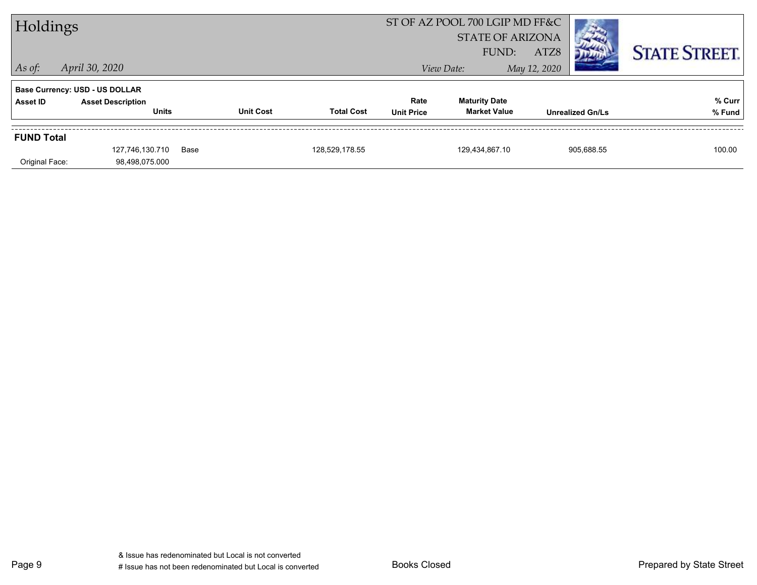# Holdings

*As of:* *April 30, 2020*

ST OF AZ POOL 700 LGIP MD FF&C
STATE OF ARIZONA
FUND: ATZ8

*View Date:* *May 12, 2020*

**Base Currency: USD - US DOLLAR**

| Asset ID | Asset Description / Units | | Unit Cost | Total Cost | Rate / Unit Price | Maturity Date / Market Value | Unrealized Gn/Ls | % Curr / % Fund |
|---|---|---|---|---|---|---|---|---|
| **FUND Total** | | | | | | | | |
| | 127,746,130.710 | Base | | 128,529,178.55 | | 129,434,867.10 | 905,688.55 | 100.00 |
| Original Face: | 98,498,075.000 | | | | | | | |

& Issue has redenominated but Local is not converted
# Issue has not been redenominated but Local is converted

Books Closed

Prepared by State Street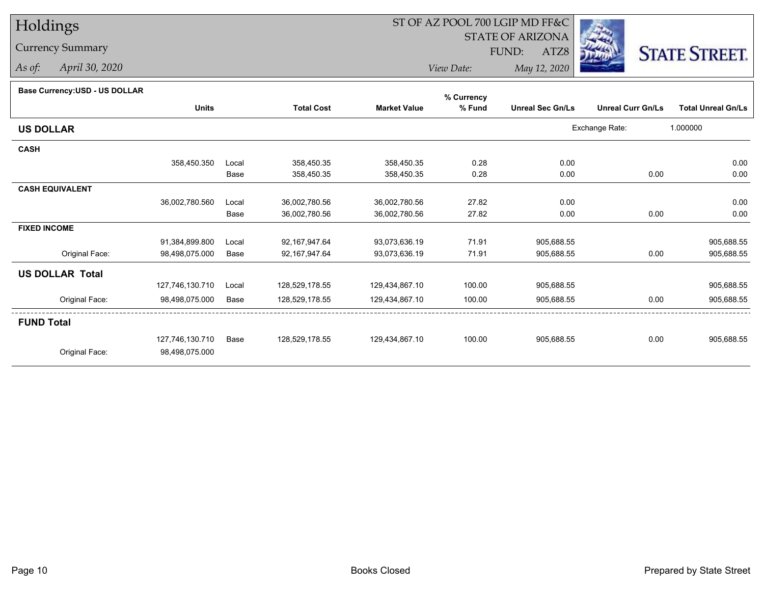# Holdings

## Currency Summary

*As of:* *April 30, 2020*

ST OF AZ POOL 700 LGIP MD FF&C
STATE OF ARIZONA
FUND: ATZ8

*View Date:* *May 12, 2020*

**Base Currency:USD - US DOLLAR**

| | Units | | Total Cost | Market Value | % Currency % Fund | Unreal Sec Gn/Ls | Unreal Curr Gn/Ls | Total Unreal Gn/Ls |
|---|---|---|---|---|---|---|---|---|
| **US DOLLAR** | | | | | | | Exchange Rate: | 1.000000 |
| **CASH** | | | | | | | | |
| | 358,450.350 | Local | 358,450.35 | 358,450.35 | 0.28 | 0.00 | | 0.00 |
| | | Base | 358,450.35 | 358,450.35 | 0.28 | 0.00 | 0.00 | 0.00 |
| **CASH EQUIVALENT** | | | | | | | | |
| | 36,002,780.560 | Local | 36,002,780.56 | 36,002,780.56 | 27.82 | 0.00 | | 0.00 |
| | | Base | 36,002,780.56 | 36,002,780.56 | 27.82 | 0.00 | 0.00 | 0.00 |
| **FIXED INCOME** | | | | | | | | |
| | 91,384,899.800 | Local | 92,167,947.64 | 93,073,636.19 | 71.91 | 905,688.55 | | 905,688.55 |
| Original Face: | 98,498,075.000 | Base | 92,167,947.64 | 93,073,636.19 | 71.91 | 905,688.55 | 0.00 | 905,688.55 |
| **US DOLLAR Total** | | | | | | | | |
| | 127,746,130.710 | Local | 128,529,178.55 | 129,434,867.10 | 100.00 | 905,688.55 | | 905,688.55 |
| Original Face: | 98,498,075.000 | Base | 128,529,178.55 | 129,434,867.10 | 100.00 | 905,688.55 | 0.00 | 905,688.55 |
| **FUND Total** | | | | | | | | |
| | 127,746,130.710 | Base | 128,529,178.55 | 129,434,867.10 | 100.00 | 905,688.55 | 0.00 | 905,688.55 |
| Original Face: | 98,498,075.000 | | | | | | | |

Books Closed

Prepared by State Street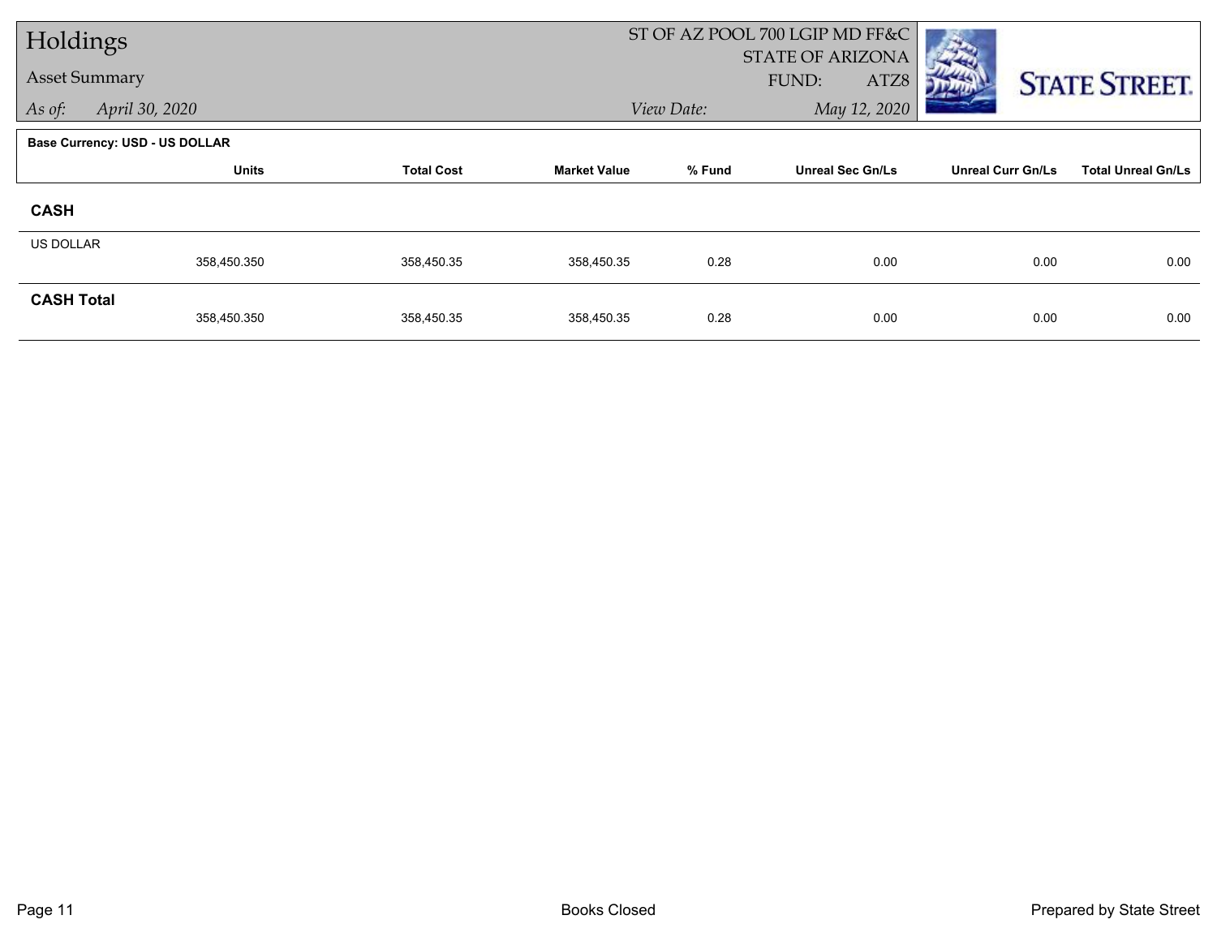# Holdings

## Asset Summary

*As of:* *April 30, 2020*

ST OF AZ POOL 700 LGIP MD FF&C
STATE OF ARIZONA
FUND: ATZ8
*View Date:* *May 12, 2020*

STATE STREET.

**Base Currency: USD - US DOLLAR**

| | Units | Total Cost | Market Value | % Fund | Unreal Sec Gn/Ls | Unreal Curr Gn/Ls | Total Unreal Gn/Ls |
|---|---|---|---|---|---|---|---|
| **CASH** | | | | | | | |
| US DOLLAR | 358,450.350 | 358,450.35 | 358,450.35 | 0.28 | 0.00 | 0.00 | 0.00 |
| **CASH Total** | 358,450.350 | 358,450.35 | 358,450.35 | 0.28 | 0.00 | 0.00 | 0.00 |

Books Closed

Prepared by State Street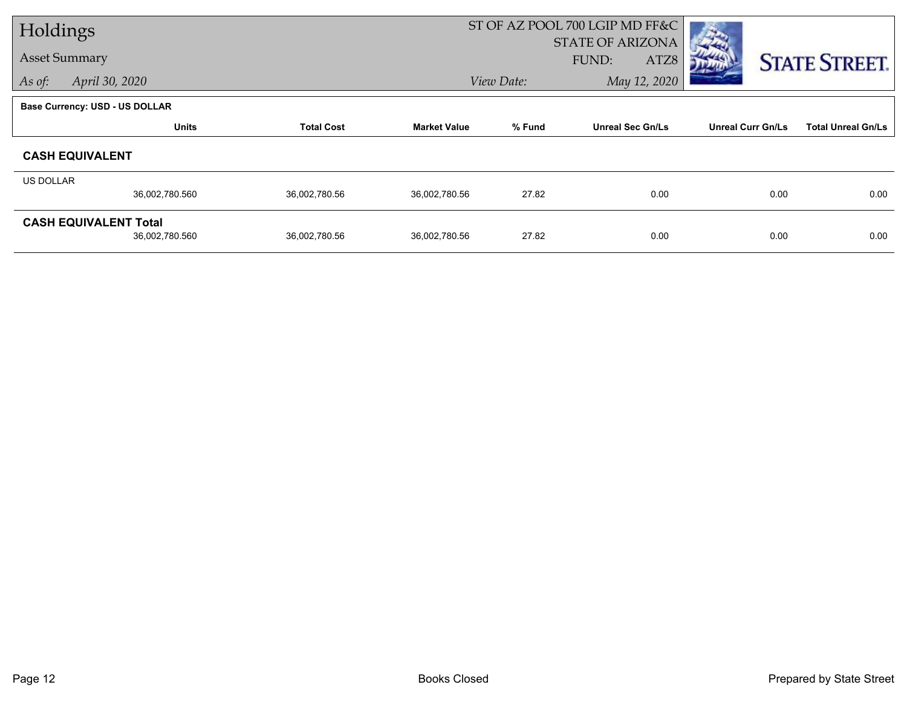# Holdings

Asset Summary

*As of:* *April 30, 2020*

ST OF AZ POOL 700 LGIP MD FF&C
STATE OF ARIZONA
FUND: ATZ8

*View Date:* *May 12, 2020*

**Base Currency: USD - US DOLLAR**

| | Units | Total Cost | Market Value | % Fund | Unreal Sec Gn/Ls | Unreal Curr Gn/Ls | Total Unreal Gn/Ls |
|---|---|---|---|---|---|---|---|
| **CASH EQUIVALENT** | | | | | | | |
| US DOLLAR | 36,002,780.560 | 36,002,780.56 | 36,002,780.56 | 27.82 | 0.00 | 0.00 | 0.00 |
| **CASH EQUIVALENT Total** | 36,002,780.560 | 36,002,780.56 | 36,002,780.56 | 27.82 | 0.00 | 0.00 | 0.00 |

Books Closed

Prepared by State Street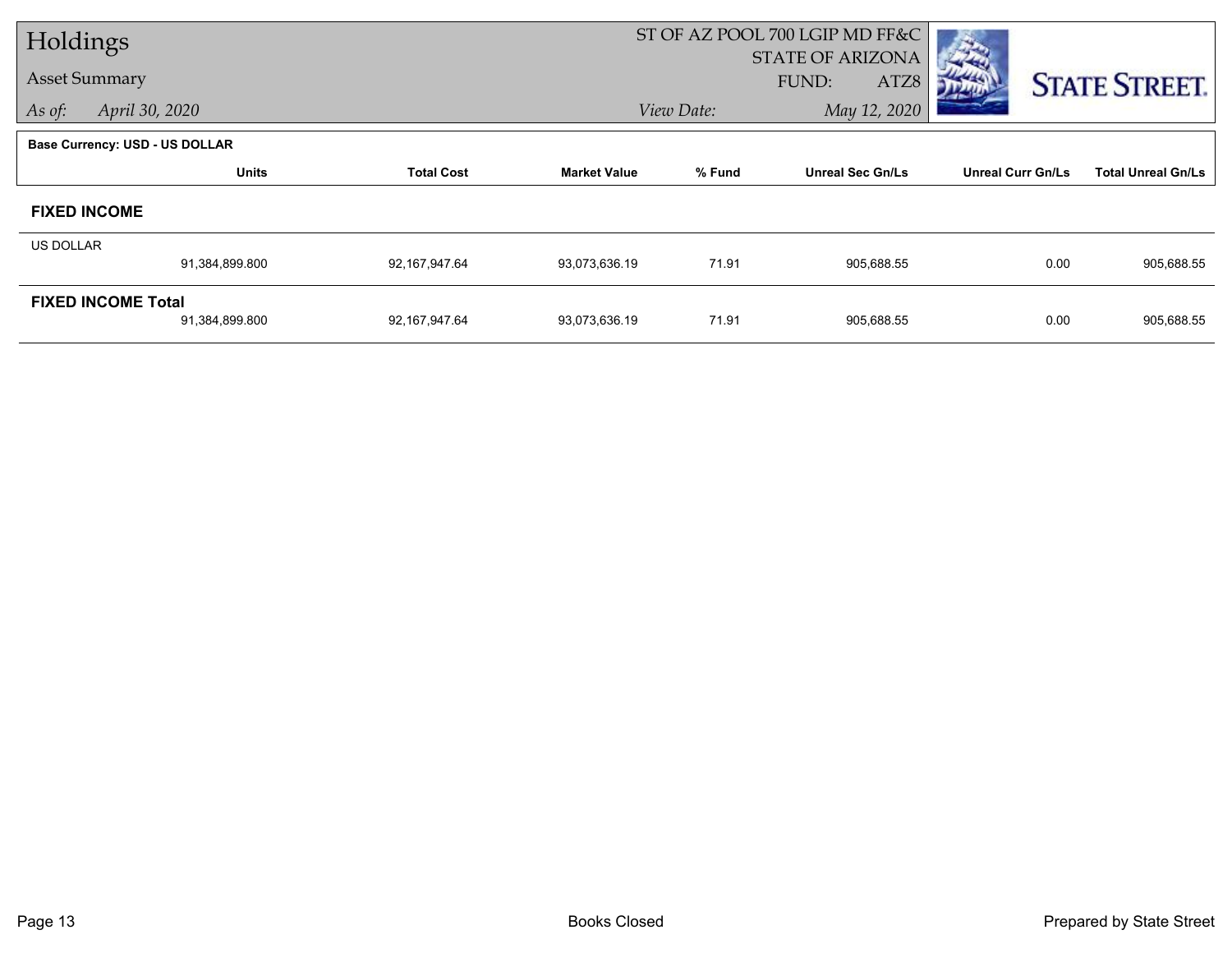# Holdings

## Asset Summary

*As of:* *April 30, 2020*

ST OF AZ POOL 700 LGIP MD FF&C
STATE OF ARIZONA
FUND: ATZ8

*View Date:* *May 12, 2020*

**Base Currency: USD - US DOLLAR**

| | Units | Total Cost | Market Value | % Fund | Unreal Sec Gn/Ls | Unreal Curr Gn/Ls | Total Unreal Gn/Ls |
|---|---|---|---|---|---|---|---|
| **FIXED INCOME** | | | | | | | |
| US DOLLAR | 91,384,899.800 | 92,167,947.64 | 93,073,636.19 | 71.91 | 905,688.55 | 0.00 | 905,688.55 |
| **FIXED INCOME Total** | 91,384,899.800 | 92,167,947.64 | 93,073,636.19 | 71.91 | 905,688.55 | 0.00 | 905,688.55 |

Books Closed

Prepared by State Street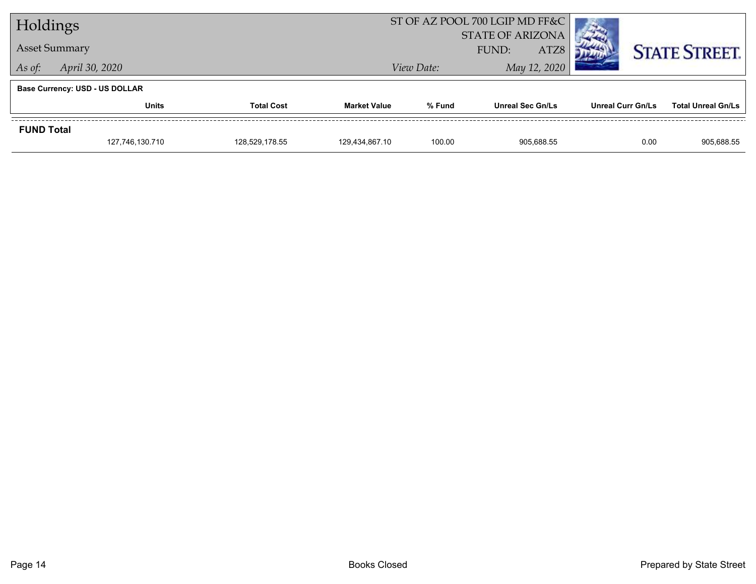# Holdings

## Asset Summary

*As of:* April 30, 2020

ST OF AZ POOL 700 LGIP MD FF&C
STATE OF ARIZONA
FUND: ATZ8
*View Date:* May 12, 2020

STATE STREET.

**Base Currency: USD - US DOLLAR**

| | Units | Total Cost | Market Value | % Fund | Unreal Sec Gn/Ls | Unreal Curr Gn/Ls | Total Unreal Gn/Ls |
|---|---|---|---|---|---|---|---|
| **FUND Total** | | | | | | | |
| | 127,746,130.710 | 128,529,178.55 | 129,434,867.10 | 100.00 | 905,688.55 | 0.00 | 905,688.55 |

Books Closed

Prepared by State Street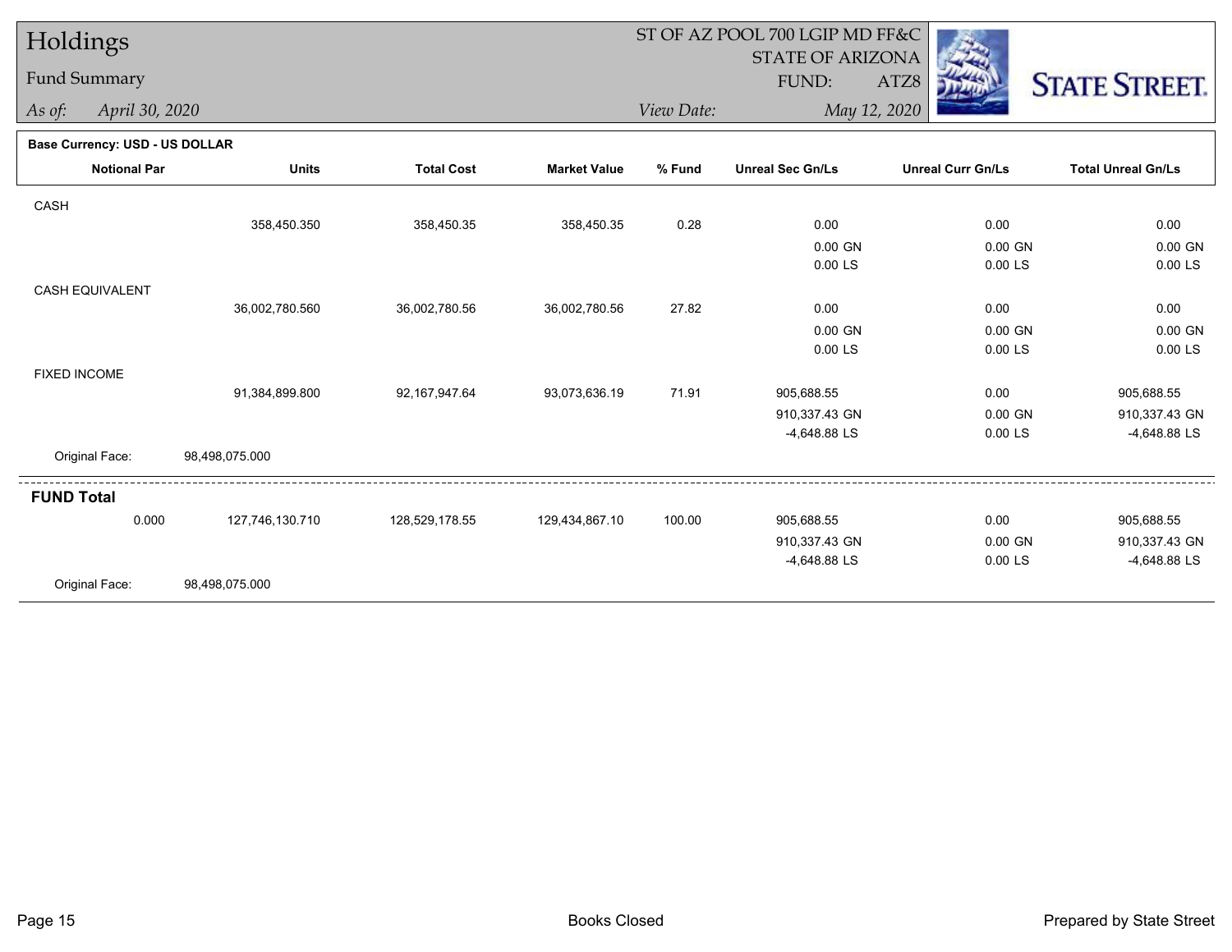# Holdings

Fund Summary

*As of: April 30, 2020*

ST OF AZ POOL 700 LGIP MD FF&C
STATE OF ARIZONA
FUND: ATZ8

*View Date: May 12, 2020*

STATE STREET.

**Base Currency: USD - US DOLLAR**

| Notional Par | Units | Total Cost | Market Value | % Fund | Unreal Sec Gn/Ls | Unreal Curr Gn/Ls | Total Unreal Gn/Ls |
|---|---|---|---|---|---|---|---|
| CASH | | | | | | | |
| | 358,450.350 | 358,450.35 | 358,450.35 | 0.28 | 0.00 | 0.00 | 0.00 |
| | | | | | 0.00 GN | 0.00 GN | 0.00 GN |
| | | | | | 0.00 LS | 0.00 LS | 0.00 LS |
| CASH EQUIVALENT | | | | | | | |
| | 36,002,780.560 | 36,002,780.56 | 36,002,780.56 | 27.82 | 0.00 | 0.00 | 0.00 |
| | | | | | 0.00 GN | 0.00 GN | 0.00 GN |
| | | | | | 0.00 LS | 0.00 LS | 0.00 LS |
| FIXED INCOME | | | | | | | |
| | 91,384,899.800 | 92,167,947.64 | 93,073,636.19 | 71.91 | 905,688.55 | 0.00 | 905,688.55 |
| | | | | | 910,337.43 GN | 0.00 GN | 910,337.43 GN |
| | | | | | -4,648.88 LS | 0.00 LS | -4,648.88 LS |
| Original Face: 98,498,075.000 | | | | | | | |
| **FUND Total** | | | | | | | |
| 0.000 | 127,746,130.710 | 128,529,178.55 | 129,434,867.10 | 100.00 | 905,688.55 | 0.00 | 905,688.55 |
| | | | | | 910,337.43 GN | 0.00 GN | 910,337.43 GN |
| | | | | | -4,648.88 LS | 0.00 LS | -4,648.88 LS |
| Original Face: 98,498,075.000 | | | | | | | |

Books Closed

Prepared by State Street